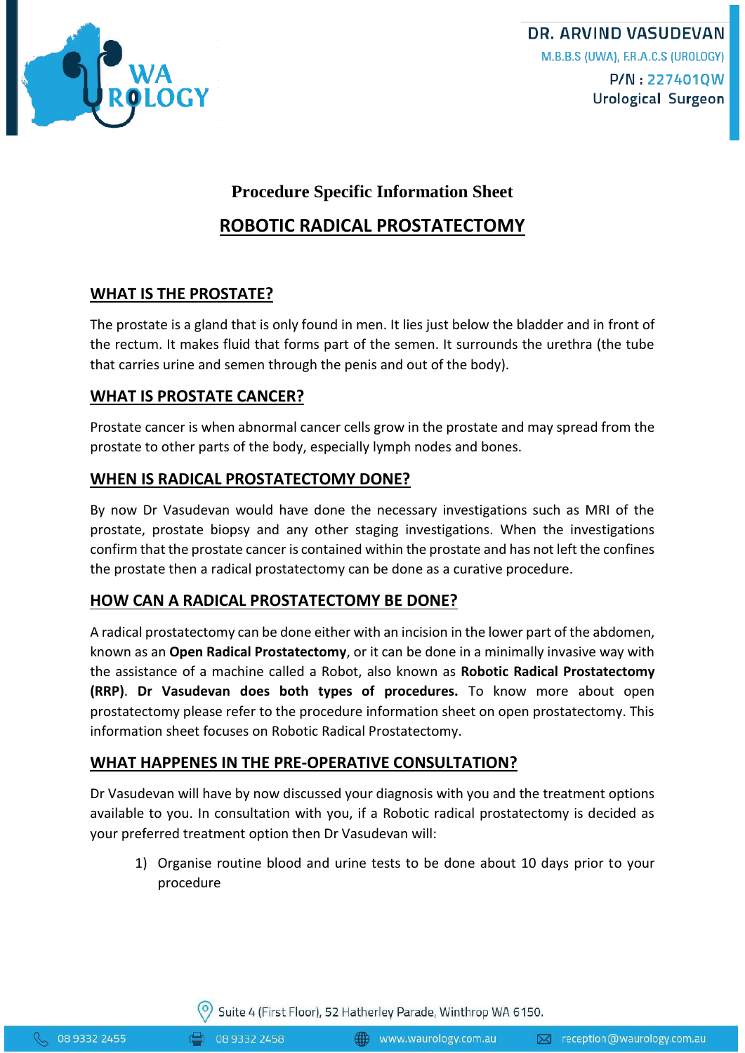DR. ARVIND VASUDEVAN
M.B.B.S (UWA), F.R.A.C.S (UROLOGY)
P/N : 227401QW
Urological Surgeon

# Procedure Specific Information Sheet

## ROBOTIC RADICAL PROSTATECTOMY

### WHAT IS THE PROSTATE?

The prostate is a gland that is only found in men. It lies just below the bladder and in front of the rectum. It makes fluid that forms part of the semen. It surrounds the urethra (the tube that carries urine and semen through the penis and out of the body).

### WHAT IS PROSTATE CANCER?

Prostate cancer is when abnormal cancer cells grow in the prostate and may spread from the prostate to other parts of the body, especially lymph nodes and bones.

### WHEN IS RADICAL PROSTATECTOMY DONE?

By now Dr Vasudevan would have done the necessary investigations such as MRI of the prostate, prostate biopsy and any other staging investigations. When the investigations confirm that the prostate cancer is contained within the prostate and has not left the confines the prostate then a radical prostatectomy can be done as a curative procedure.

### HOW CAN A RADICAL PROSTATECTOMY BE DONE?

A radical prostatectomy can be done either with an incision in the lower part of the abdomen, known as an **Open Radical Prostatectomy**, or it can be done in a minimally invasive way with the assistance of a machine called a Robot, also known as **Robotic Radical Prostatectomy (RRP)**. **Dr Vasudevan does both types of procedures.** To know more about open prostatectomy please refer to the procedure information sheet on open prostatectomy. This information sheet focuses on Robotic Radical Prostatectomy.

### WHAT HAPPENES IN THE PRE-OPERATIVE CONSULTATION?

Dr Vasudevan will have by now discussed your diagnosis with you and the treatment options available to you. In consultation with you, if a Robotic radical prostatectomy is decided as your preferred treatment option then Dr Vasudevan will:

1) Organise routine blood and urine tests to be done about 10 days prior to your procedure

Suite 4 (First Floor), 52 Hatherley Parade, Winthrop WA 6150.

08 9332 2455 | 08 9332 2458 | www.waurology.com.au | reception@waurology.com.au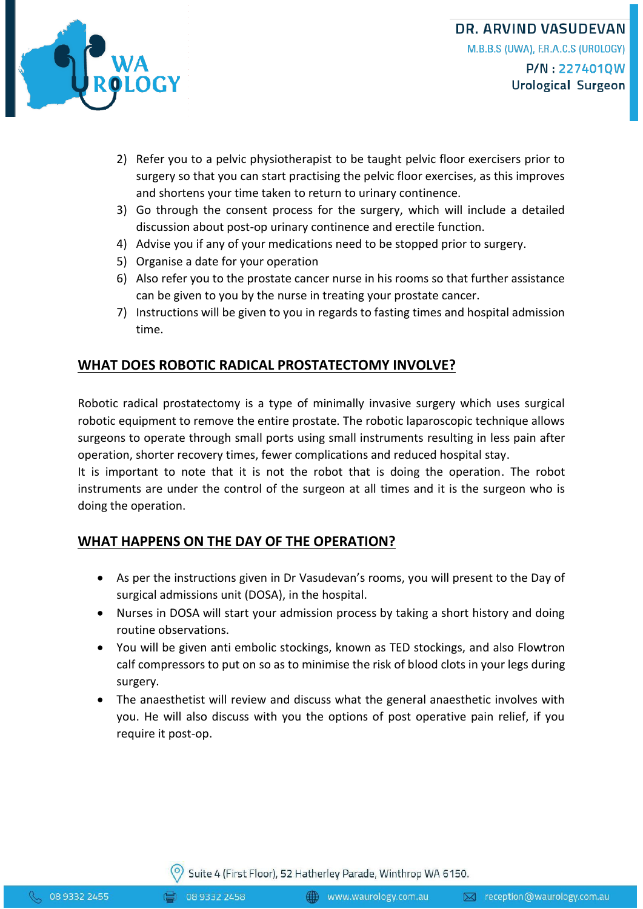2) Refer you to a pelvic physiotherapist to be taught pelvic floor exercisers prior to surgery so that you can start practising the pelvic floor exercises, as this improves and shortens your time taken to return to urinary continence.
3) Go through the consent process for the surgery, which will include a detailed discussion about post-op urinary continence and erectile function.
4) Advise you if any of your medications need to be stopped prior to surgery.
5) Organise a date for your operation
6) Also refer you to the prostate cancer nurse in his rooms so that further assistance can be given to you by the nurse in treating your prostate cancer.
7) Instructions will be given to you in regards to fasting times and hospital admission time.

## WHAT DOES ROBOTIC RADICAL PROSTATECTOMY INVOLVE?

Robotic radical prostatectomy is a type of minimally invasive surgery which uses surgical robotic equipment to remove the entire prostate. The robotic laparoscopic technique allows surgeons to operate through small ports using small instruments resulting in less pain after operation, shorter recovery times, fewer complications and reduced hospital stay.
It is important to note that it is not the robot that is doing the operation. The robot instruments are under the control of the surgeon at all times and it is the surgeon who is doing the operation.

## WHAT HAPPENS ON THE DAY OF THE OPERATION?

- As per the instructions given in Dr Vasudevan's rooms, you will present to the Day of surgical admissions unit (DOSA), in the hospital.
- Nurses in DOSA will start your admission process by taking a short history and doing routine observations.
- You will be given anti embolic stockings, known as TED stockings, and also Flowtron calf compressors to put on so as to minimise the risk of blood clots in your legs during surgery.
- The anaesthetist will review and discuss what the general anaesthetic involves with you. He will also discuss with you the options of post operative pain relief, if you require it post-op.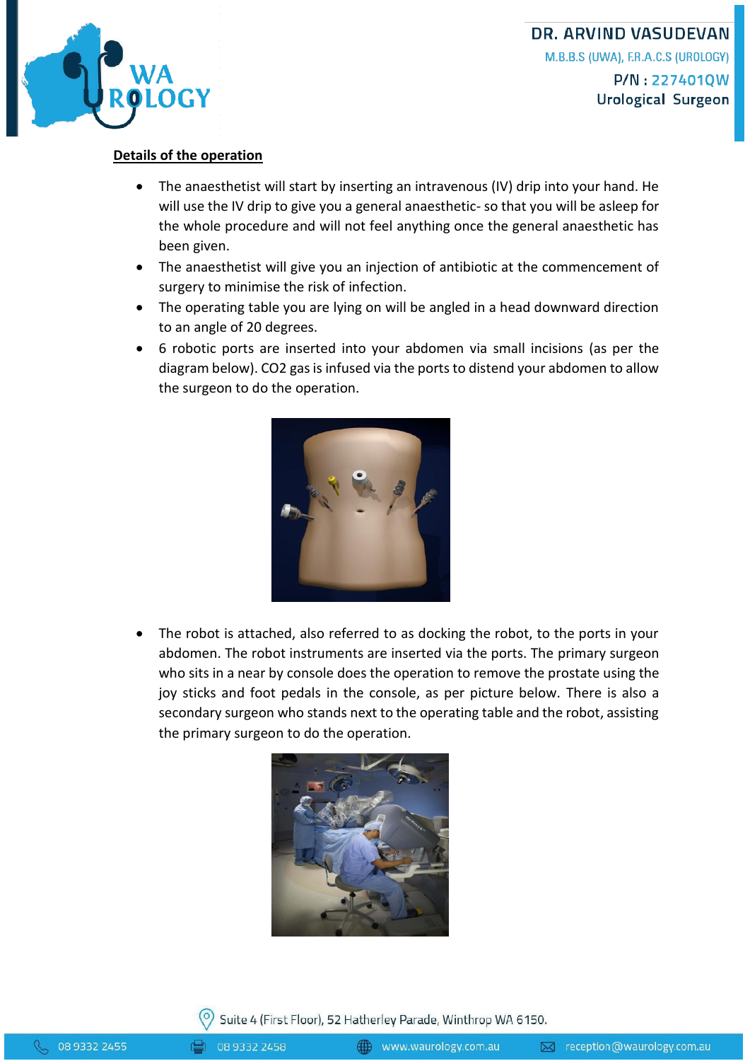**Details of the operation**

- The anaesthetist will start by inserting an intravenous (IV) drip into your hand. He will use the IV drip to give you a general anaesthetic- so that you will be asleep for the whole procedure and will not feel anything once the general anaesthetic has been given.
- The anaesthetist will give you an injection of antibiotic at the commencement of surgery to minimise the risk of infection.
- The operating table you are lying on will be angled in a head downward direction to an angle of 20 degrees.
- 6 robotic ports are inserted into your abdomen via small incisions (as per the diagram below). $CO_2$ gas is infused via the ports to distend your abdomen to allow the surgeon to do the operation.
- The robot is attached, also referred to as docking the robot, to the ports in your abdomen. The robot instruments are inserted via the ports. The primary surgeon who sits in a near by console does the operation to remove the prostate using the joy sticks and foot pedals in the console, as per picture below. There is also a secondary surgeon who stands next to the operating table and the robot, assisting the primary surgeon to do the operation.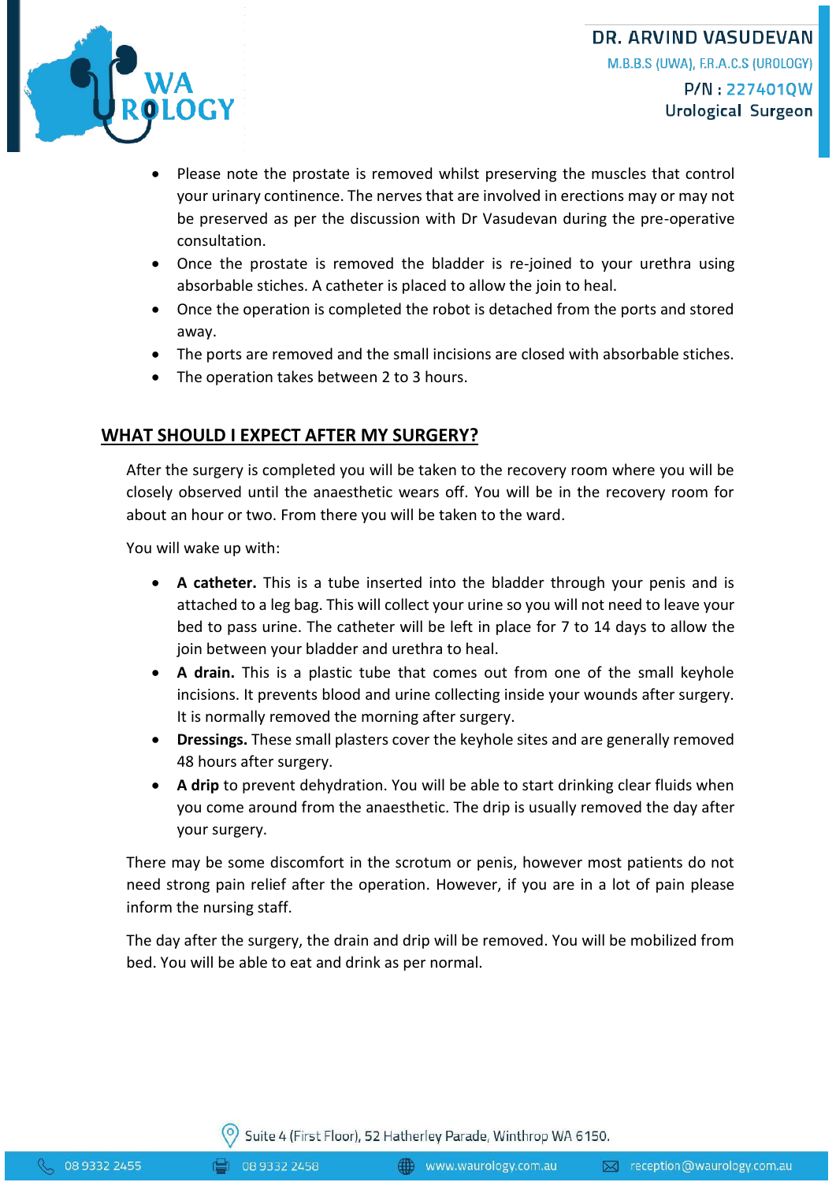- Please note the prostate is removed whilst preserving the muscles that control your urinary continence. The nerves that are involved in erections may or may not be preserved as per the discussion with Dr Vasudevan during the pre-operative consultation.
- Once the prostate is removed the bladder is re-joined to your urethra using absorbable stiches. A catheter is placed to allow the join to heal.
- Once the operation is completed the robot is detached from the ports and stored away.
- The ports are removed and the small incisions are closed with absorbable stiches.
- The operation takes between 2 to 3 hours.

## WHAT SHOULD I EXPECT AFTER MY SURGERY?

After the surgery is completed you will be taken to the recovery room where you will be closely observed until the anaesthetic wears off. You will be in the recovery room for about an hour or two. From there you will be taken to the ward.

You will wake up with:

- **A catheter.** This is a tube inserted into the bladder through your penis and is attached to a leg bag. This will collect your urine so you will not need to leave your bed to pass urine. The catheter will be left in place for 7 to 14 days to allow the join between your bladder and urethra to heal.
- **A drain.** This is a plastic tube that comes out from one of the small keyhole incisions. It prevents blood and urine collecting inside your wounds after surgery. It is normally removed the morning after surgery.
- **Dressings.** These small plasters cover the keyhole sites and are generally removed 48 hours after surgery.
- **A drip** to prevent dehydration. You will be able to start drinking clear fluids when you come around from the anaesthetic. The drip is usually removed the day after your surgery.

There may be some discomfort in the scrotum or penis, however most patients do not need strong pain relief after the operation. However, if you are in a lot of pain please inform the nursing staff.

The day after the surgery, the drain and drip will be removed. You will be mobilized from bed. You will be able to eat and drink as per normal.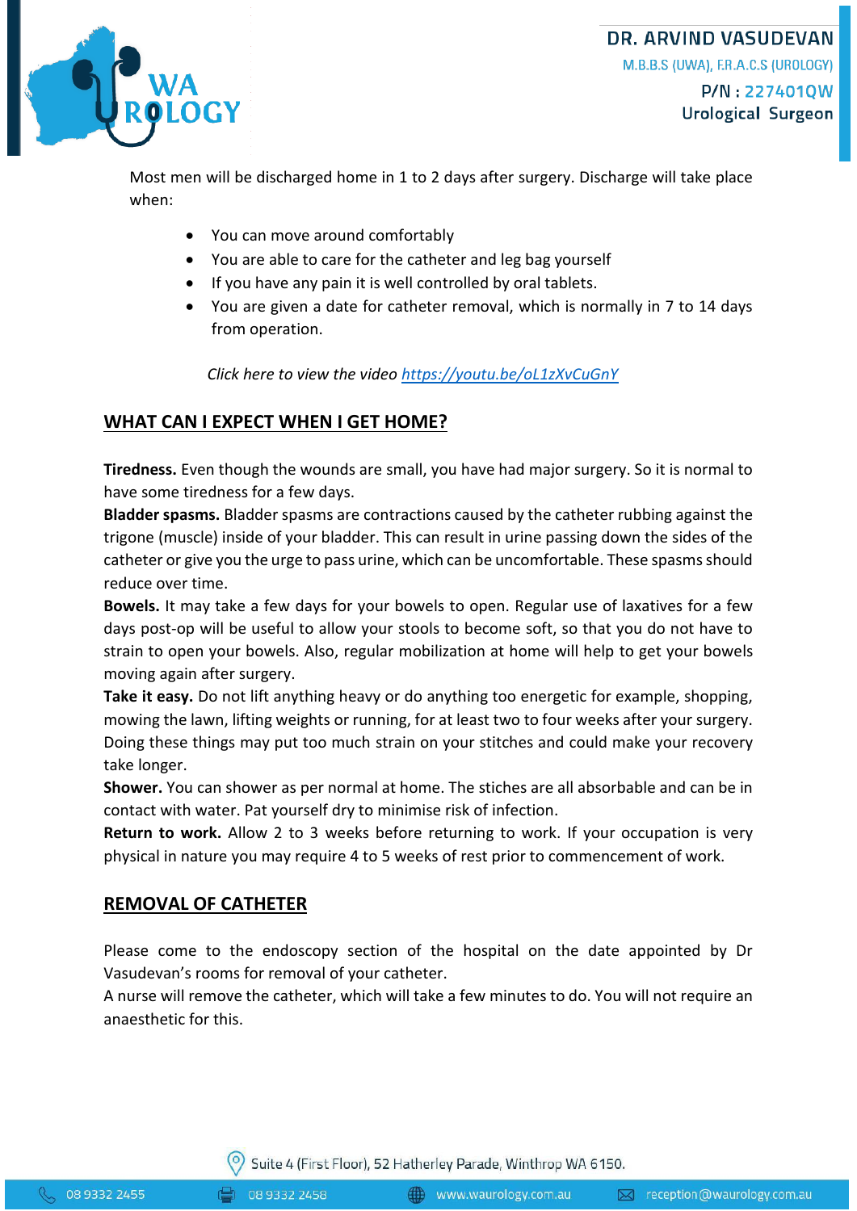Most men will be discharged home in 1 to 2 days after surgery. Discharge will take place when:

- You can move around comfortably
- You are able to care for the catheter and leg bag yourself
- If you have any pain it is well controlled by oral tablets.
- You are given a date for catheter removal, which is normally in 7 to 14 days from operation.

*Click here to view the video [https://youtu.be/oL1zXvCuGnY](https://youtu.be/oL1zXvCuGnY)*

## WHAT CAN I EXPECT WHEN I GET HOME?

**Tiredness.** Even though the wounds are small, you have had major surgery. So it is normal to have some tiredness for a few days.

**Bladder spasms.** Bladder spasms are contractions caused by the catheter rubbing against the trigone (muscle) inside of your bladder. This can result in urine passing down the sides of the catheter or give you the urge to pass urine, which can be uncomfortable. These spasms should reduce over time.

**Bowels.** It may take a few days for your bowels to open. Regular use of laxatives for a few days post-op will be useful to allow your stools to become soft, so that you do not have to strain to open your bowels. Also, regular mobilization at home will help to get your bowels moving again after surgery.

**Take it easy.** Do not lift anything heavy or do anything too energetic for example, shopping, mowing the lawn, lifting weights or running, for at least two to four weeks after your surgery. Doing these things may put too much strain on your stitches and could make your recovery take longer.

**Shower.** You can shower as per normal at home. The stiches are all absorbable and can be in contact with water. Pat yourself dry to minimise risk of infection.

**Return to work.** Allow 2 to 3 weeks before returning to work. If your occupation is very physical in nature you may require 4 to 5 weeks of rest prior to commencement of work.

## REMOVAL OF CATHETER

Please come to the endoscopy section of the hospital on the date appointed by Dr Vasudevan's rooms for removal of your catheter.

A nurse will remove the catheter, which will take a few minutes to do. You will not require an anaesthetic for this.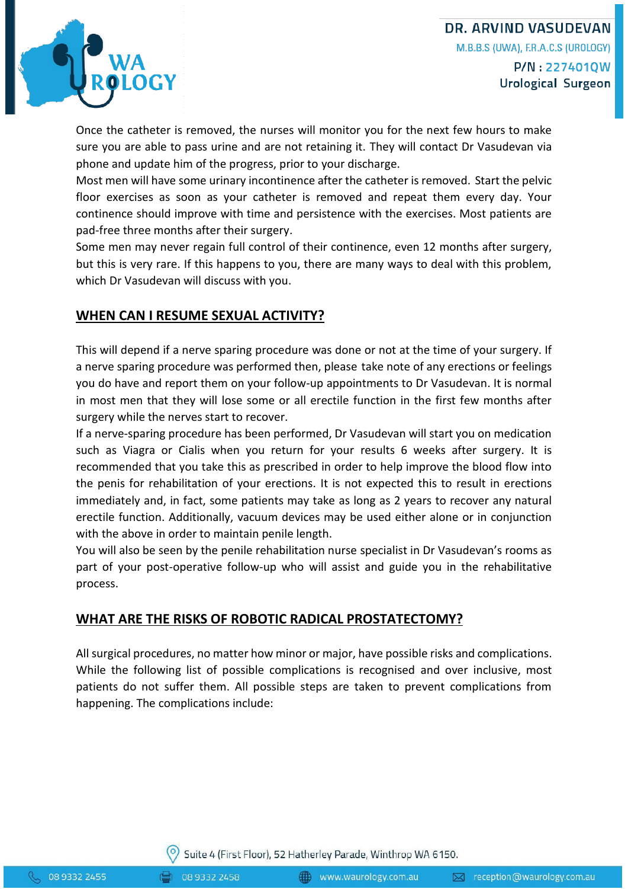Once the catheter is removed, the nurses will monitor you for the next few hours to make sure you are able to pass urine and are not retaining it. They will contact Dr Vasudevan via phone and update him of the progress, prior to your discharge.

Most men will have some urinary incontinence after the catheter is removed. Start the pelvic floor exercises as soon as your catheter is removed and repeat them every day. Your continence should improve with time and persistence with the exercises. Most patients are pad-free three months after their surgery.

Some men may never regain full control of their continence, even 12 months after surgery, but this is very rare. If this happens to you, there are many ways to deal with this problem, which Dr Vasudevan will discuss with you.

## WHEN CAN I RESUME SEXUAL ACTIVITY?

This will depend if a nerve sparing procedure was done or not at the time of your surgery. If a nerve sparing procedure was performed then, please take note of any erections or feelings you do have and report them on your follow-up appointments to Dr Vasudevan. It is normal in most men that they will lose some or all erectile function in the first few months after surgery while the nerves start to recover.

If a nerve-sparing procedure has been performed, Dr Vasudevan will start you on medication such as Viagra or Cialis when you return for your results 6 weeks after surgery. It is recommended that you take this as prescribed in order to help improve the blood flow into the penis for rehabilitation of your erections. It is not expected this to result in erections immediately and, in fact, some patients may take as long as 2 years to recover any natural erectile function. Additionally, vacuum devices may be used either alone or in conjunction with the above in order to maintain penile length.

You will also be seen by the penile rehabilitation nurse specialist in Dr Vasudevan's rooms as part of your post-operative follow-up who will assist and guide you in the rehabilitative process.

## WHAT ARE THE RISKS OF ROBOTIC RADICAL PROSTATECTOMY?

All surgical procedures, no matter how minor or major, have possible risks and complications. While the following list of possible complications is recognised and over inclusive, most patients do not suffer them. All possible steps are taken to prevent complications from happening. The complications include: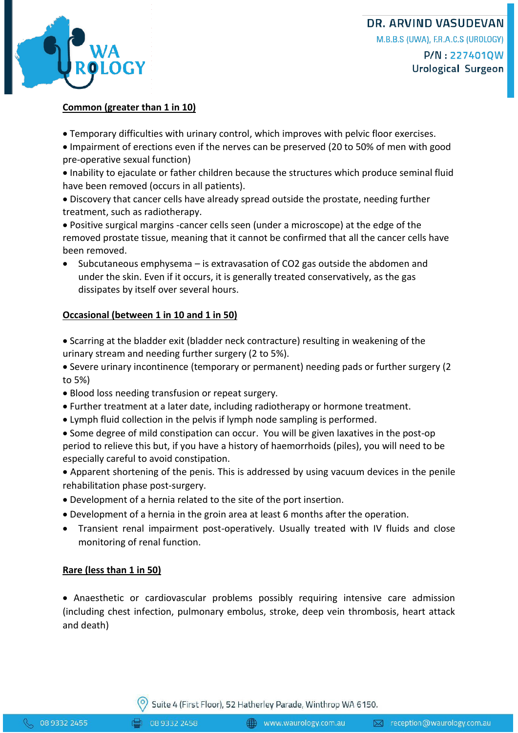**Common (greater than 1 in 10)**

- Temporary difficulties with urinary control, which improves with pelvic floor exercises.
- Impairment of erections even if the nerves can be preserved (20 to 50% of men with good pre-operative sexual function)
- Inability to ejaculate or father children because the structures which produce seminal fluid have been removed (occurs in all patients).
- Discovery that cancer cells have already spread outside the prostate, needing further treatment, such as radiotherapy.
- Positive surgical margins -cancer cells seen (under a microscope) at the edge of the removed prostate tissue, meaning that it cannot be confirmed that all the cancer cells have been removed.
- Subcutaneous emphysema – is extravasation of $CO_2$ gas outside the abdomen and under the skin. Even if it occurs, it is generally treated conservatively, as the gas dissipates by itself over several hours.

**Occasional (between 1 in 10 and 1 in 50)**

- Scarring at the bladder exit (bladder neck contracture) resulting in weakening of the urinary stream and needing further surgery (2 to 5%).
- Severe urinary incontinence (temporary or permanent) needing pads or further surgery (2 to 5%)
- Blood loss needing transfusion or repeat surgery.
- Further treatment at a later date, including radiotherapy or hormone treatment.
- Lymph fluid collection in the pelvis if lymph node sampling is performed.
- Some degree of mild constipation can occur. You will be given laxatives in the post-op period to relieve this but, if you have a history of haemorrhoids (piles), you will need to be especially careful to avoid constipation.
- Apparent shortening of the penis. This is addressed by using vacuum devices in the penile rehabilitation phase post-surgery.
- Development of a hernia related to the site of the port insertion.
- Development of a hernia in the groin area at least 6 months after the operation.
- Transient renal impairment post-operatively. Usually treated with IV fluids and close monitoring of renal function.

**Rare (less than 1 in 50)**

- Anaesthetic or cardiovascular problems possibly requiring intensive care admission (including chest infection, pulmonary embolus, stroke, deep vein thrombosis, heart attack and death)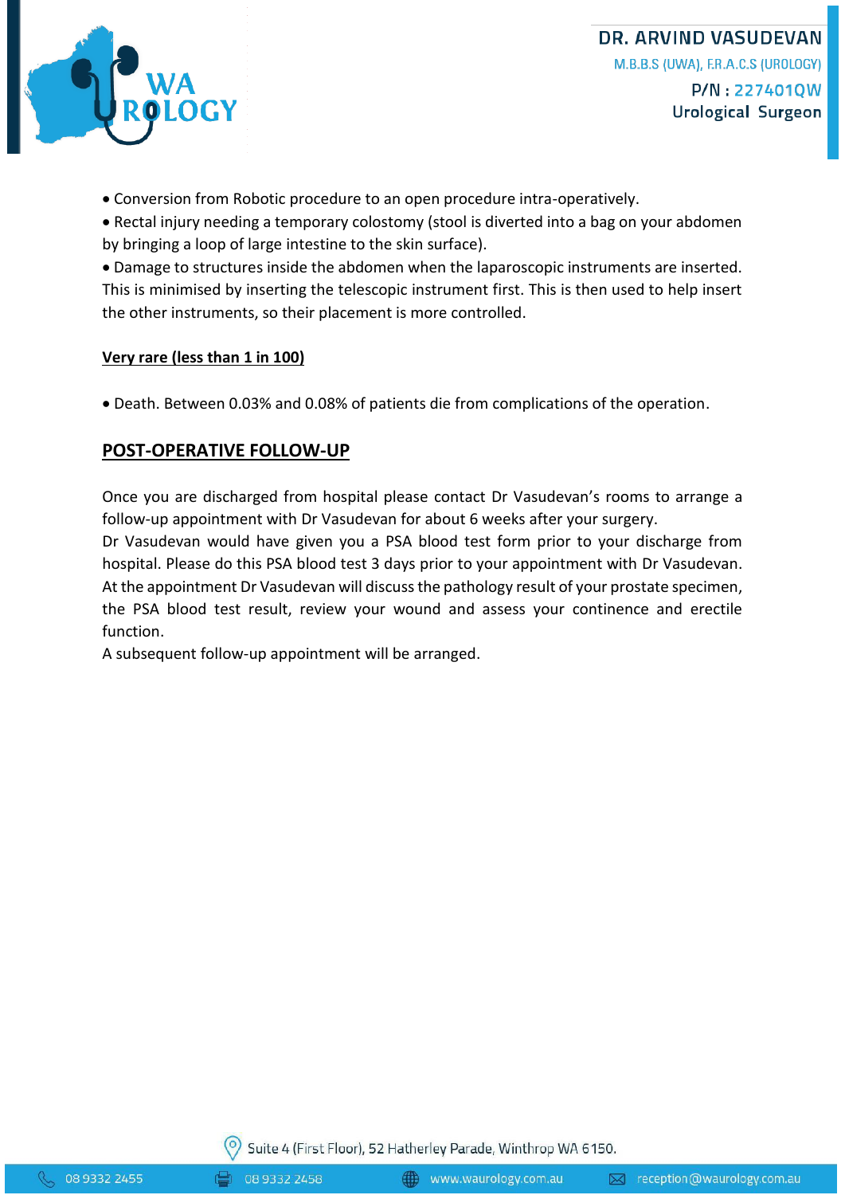- Conversion from Robotic procedure to an open procedure intra-operatively.
- Rectal injury needing a temporary colostomy (stool is diverted into a bag on your abdomen by bringing a loop of large intestine to the skin surface).
- Damage to structures inside the abdomen when the laparoscopic instruments are inserted. This is minimised by inserting the telescopic instrument first. This is then used to help insert the other instruments, so their placement is more controlled.

**Very rare (less than 1 in 100)**

- Death. Between 0.03% and 0.08% of patients die from complications of the operation.

## POST-OPERATIVE FOLLOW-UP

Once you are discharged from hospital please contact Dr Vasudevan's rooms to arrange a follow-up appointment with Dr Vasudevan for about 6 weeks after your surgery.
Dr Vasudevan would have given you a PSA blood test form prior to your discharge from hospital. Please do this PSA blood test 3 days prior to your appointment with Dr Vasudevan.
At the appointment Dr Vasudevan will discuss the pathology result of your prostate specimen, the PSA blood test result, review your wound and assess your continence and erectile function.
A subsequent follow-up appointment will be arranged.